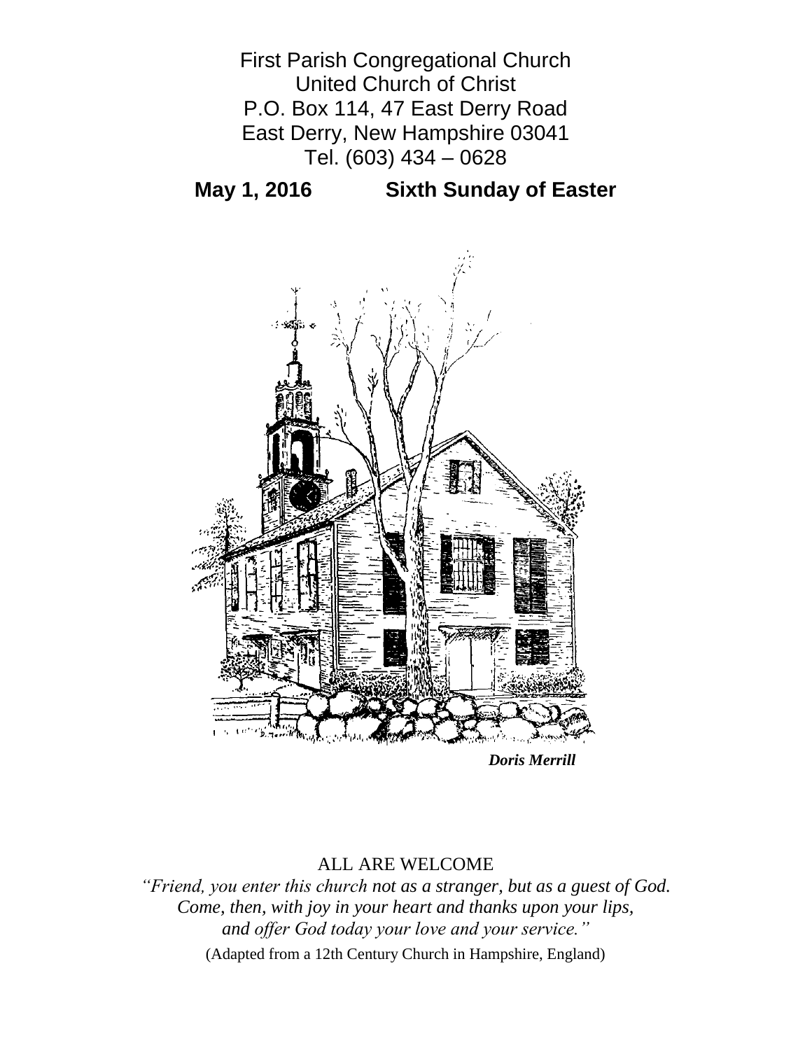First Parish Congregational Church
United Church of Christ
P.O. Box 114, 47 East Derry Road
East Derry, New Hampshire 03041
Tel. (603) 434 – 0628

**May 1, 2016 Sixth Sunday of Easter**

***Doris Merrill***

ALL ARE WELCOME

*"Friend, you enter this church not as a stranger, but as a guest of God. Come, then, with joy in your heart and thanks upon your lips, and offer God today your love and your service."*

(Adapted from a 12th Century Church in Hampshire, England)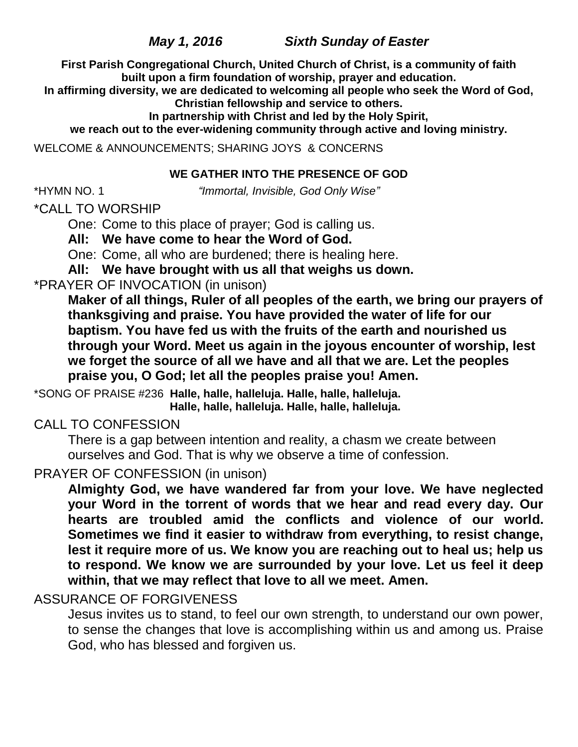***May 1, 2016 Sixth Sunday of Easter***

**First Parish Congregational Church, United Church of Christ, is a community of faith built upon a firm foundation of worship, prayer and education.**
**In affirming diversity, we are dedicated to welcoming all people who seek the Word of God, Christian fellowship and service to others.**
**In partnership with Christ and led by the Holy Spirit,**
**we reach out to the ever-widening community through active and loving ministry.**

WELCOME & ANNOUNCEMENTS; SHARING JOYS & CONCERNS

**WE GATHER INTO THE PRESENCE OF GOD**

*HYMN NO. 1 *"Immortal, Invisible, God Only Wise"*

*CALL TO WORSHIP

One: Come to this place of prayer; God is calling us.

**All: We have come to hear the Word of God.**

One: Come, all who are burdened; there is healing here.

**All: We have brought with us all that weighs us down.**

*PRAYER OF INVOCATION (in unison)

**Maker of all things, Ruler of all peoples of the earth, we bring our prayers of thanksgiving and praise. You have provided the water of life for our baptism. You have fed us with the fruits of the earth and nourished us through your Word. Meet us again in the joyous encounter of worship, lest we forget the source of all we have and all that we are. Let the peoples praise you, O God; let all the peoples praise you! Amen.**

*SONG OF PRAISE #236 **Halle, halle, halleluja. Halle, halle, halleluja.**
**Halle, halle, halleluja. Halle, halle, halleluja.**

CALL TO CONFESSION

There is a gap between intention and reality, a chasm we create between ourselves and God. That is why we observe a time of confession.

PRAYER OF CONFESSION (in unison)

**Almighty God, we have wandered far from your love. We have neglected your Word in the torrent of words that we hear and read every day. Our hearts are troubled amid the conflicts and violence of our world. Sometimes we find it easier to withdraw from everything, to resist change, lest it require more of us. We know you are reaching out to heal us; help us to respond. We know we are surrounded by your love. Let us feel it deep within, that we may reflect that love to all we meet. Amen.**

ASSURANCE OF FORGIVENESS

Jesus invites us to stand, to feel our own strength, to understand our own power, to sense the changes that love is accomplishing within us and among us. Praise God, who has blessed and forgiven us.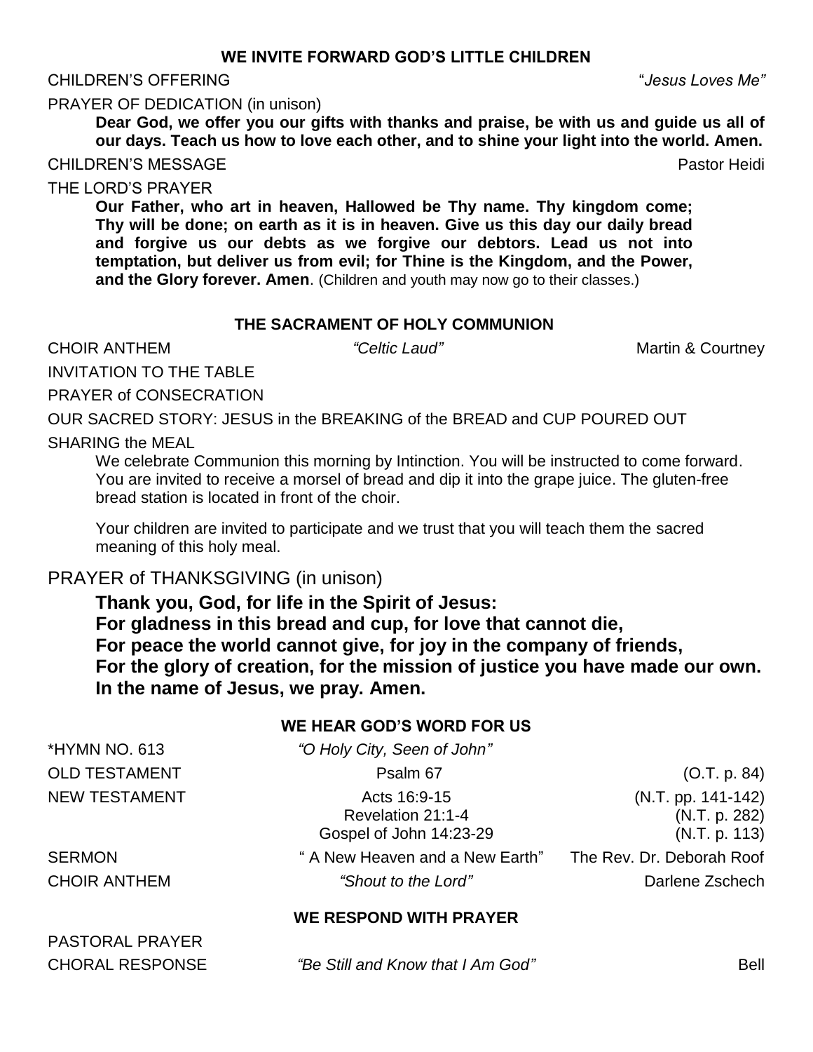**WE INVITE FORWARD GOD'S LITTLE CHILDREN**

CHILDREN'S OFFERING "*Jesus Loves Me"*

PRAYER OF DEDICATION (in unison)

**Dear God, we offer you our gifts with thanks and praise, be with us and guide us all of our days. Teach us how to love each other, and to shine your light into the world. Amen.**

CHILDREN'S MESSAGE Pastor Heidi

THE LORD'S PRAYER

**Our Father, who art in heaven, Hallowed be Thy name. Thy kingdom come; Thy will be done; on earth as it is in heaven. Give us this day our daily bread and forgive us our debts as we forgive our debtors. Lead us not into temptation, but deliver us from evil; for Thine is the Kingdom, and the Power, and the Glory forever. Amen**. (Children and youth may now go to their classes.)

**THE SACRAMENT OF HOLY COMMUNION**

CHOIR ANTHEM *"Celtic Laud"* Martin & Courtney

INVITATION TO THE TABLE

PRAYER of CONSECRATION

OUR SACRED STORY: JESUS in the BREAKING of the BREAD and CUP POURED OUT

SHARING the MEAL

We celebrate Communion this morning by Intinction. You will be instructed to come forward. You are invited to receive a morsel of bread and dip it into the grape juice. The gluten-free bread station is located in front of the choir.

Your children are invited to participate and we trust that you will teach them the sacred meaning of this holy meal.

PRAYER of THANKSGIVING (in unison)

**Thank you, God, for life in the Spirit of Jesus:**
**For gladness in this bread and cup, for love that cannot die,**
**For peace the world cannot give, for joy in the company of friends,**
**For the glory of creation, for the mission of justice you have made our own.**
**In the name of Jesus, we pray. Amen.**

**WE HEAR GOD'S WORD FOR US**

*HYMN NO. 613 *"O Holy City, Seen of John"*

OLD TESTAMENT Psalm 67 (O.T. p. 84)

NEW TESTAMENT Acts 16:9-15 (N.T. pp. 141-142)
Revelation 21:1-4 (N.T. p. 282)
Gospel of John 14:23-29 (N.T. p. 113)

SERMON " A New Heaven and a New Earth" The Rev. Dr. Deborah Roof

CHOIR ANTHEM *"Shout to the Lord"* Darlene Zschech

**WE RESPOND WITH PRAYER**

PASTORAL PRAYER

CHORAL RESPONSE *"Be Still and Know that I Am God"* Bell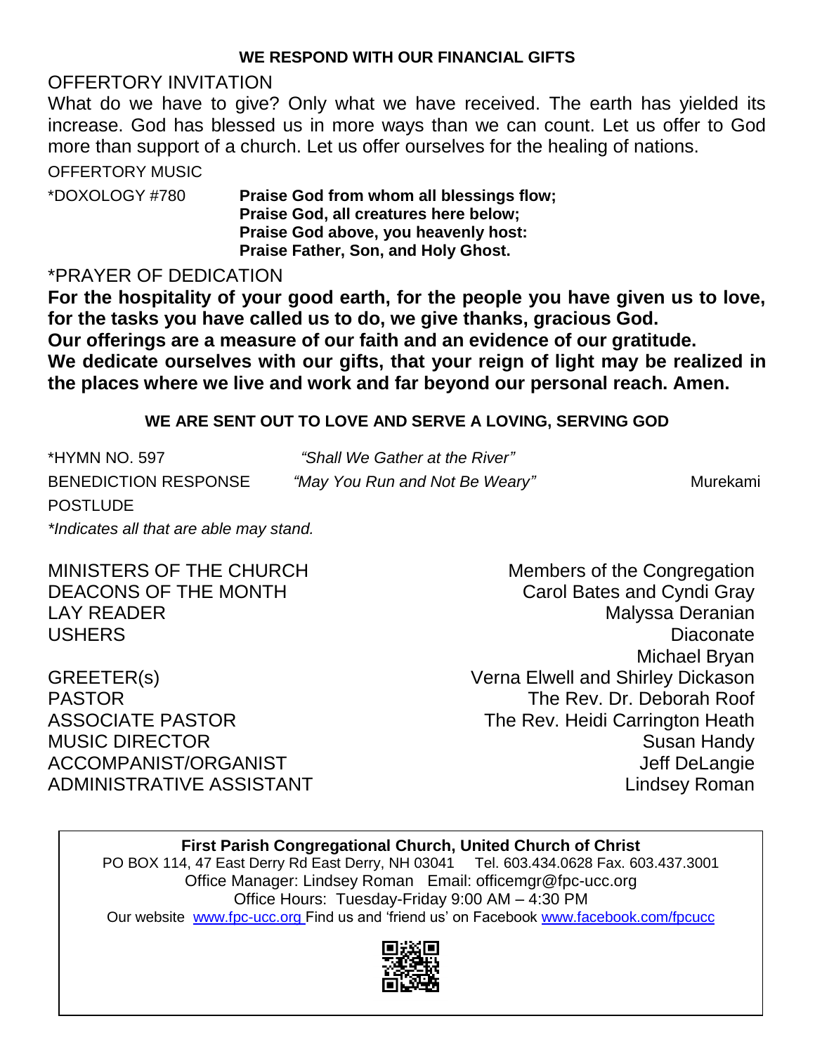## WE RESPOND WITH OUR FINANCIAL GIFTS

OFFERTORY INVITATION

What do we have to give? Only what we have received. The earth has yielded its increase. God has blessed us in more ways than we can count. Let us offer to God more than support of a church. Let us offer ourselves for the healing of nations.

OFFERTORY MUSIC

*DOXOLOGY #780

**Praise God from whom all blessings flow;**
**Praise God, all creatures here below;**
**Praise God above, you heavenly host:**
**Praise Father, Son, and Holy Ghost.**

*PRAYER OF DEDICATION

**For the hospitality of your good earth, for the people you have given us to love, for the tasks you have called us to do, we give thanks, gracious God.**
**Our offerings are a measure of our faith and an evidence of our gratitude.**
**We dedicate ourselves with our gifts, that your reign of light may be realized in the places where we live and work and far beyond our personal reach. Amen.**

## WE ARE SENT OUT TO LOVE AND SERVE A LOVING, SERVING GOD

*HYMN NO. 597 — *"Shall We Gather at the River"*

BENEDICTION RESPONSE — *"May You Run and Not Be Weary"* — Murekami

POSTLUDE

**Indicates all that are able may stand.*

| | |
|---|---|
| MINISTERS OF THE CHURCH | Members of the Congregation |
| DEACONS OF THE MONTH | Carol Bates and Cyndi Gray |
| LAY READER | Malyssa Deranian |
| USHERS | Diaconate |
| | Michael Bryan |
| GREETER(s) | Verna Elwell and Shirley Dickason |
| PASTOR | The Rev. Dr. Deborah Roof |
| ASSOCIATE PASTOR | The Rev. Heidi Carrington Heath |
| MUSIC DIRECTOR | Susan Handy |
| ACCOMPANIST/ORGANIST | Jeff DeLangie |
| ADMINISTRATIVE ASSISTANT | Lindsey Roman |

**First Parish Congregational Church, United Church of Christ**
PO BOX 114, 47 East Derry Rd East Derry, NH 03041 Tel. 603.434.0628 Fax. 603.437.3001
Office Manager: Lindsey Roman Email: officemgr@fpc-ucc.org
Office Hours: Tuesday-Friday 9:00 AM – 4:30 PM
Our website www.fpc-ucc.org Find us and 'friend us' on Facebook www.facebook.com/fpcucc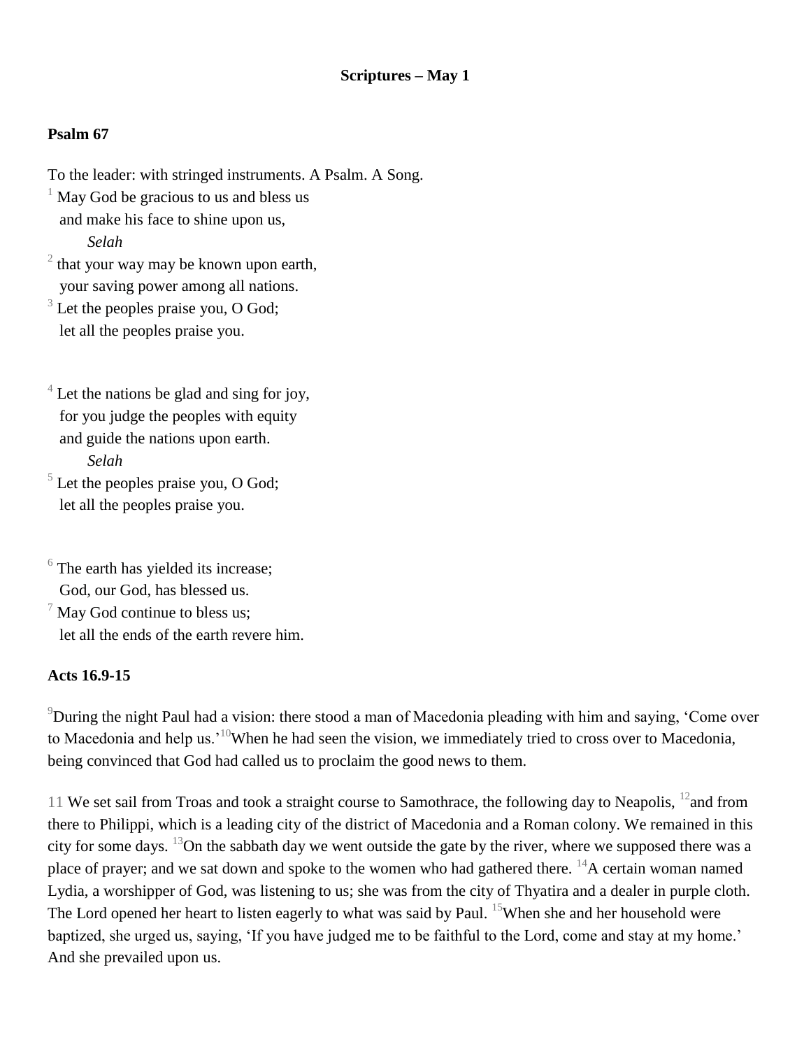**Scriptures – May 1**

**Psalm 67**

To the leader: with stringed instruments. A Psalm. A Song.
[1] May God be gracious to us and bless us
and make his face to shine upon us,
*Selah*
[2] that your way may be known upon earth,
your saving power among all nations.
[3] Let the peoples praise you, O God;
let all the peoples praise you.

[4] Let the nations be glad and sing for joy,
for you judge the peoples with equity
and guide the nations upon earth.
*Selah*
[5] Let the peoples praise you, O God;
let all the peoples praise you.

[6] The earth has yielded its increase;
God, our God, has blessed us.
[7] May God continue to bless us;
let all the ends of the earth revere him.

**Acts 16.9-15**

[9]During the night Paul had a vision: there stood a man of Macedonia pleading with him and saying, 'Come over to Macedonia and help us.'[10]When he had seen the vision, we immediately tried to cross over to Macedonia, being convinced that God had called us to proclaim the good news to them.

11 We set sail from Troas and took a straight course to Samothrace, the following day to Neapolis, [12]and from there to Philippi, which is a leading city of the district of Macedonia and a Roman colony. We remained in this city for some days. [13]On the sabbath day we went outside the gate by the river, where we supposed there was a place of prayer; and we sat down and spoke to the women who had gathered there. [14]A certain woman named Lydia, a worshipper of God, was listening to us; she was from the city of Thyatira and a dealer in purple cloth. The Lord opened her heart to listen eagerly to what was said by Paul. [15]When she and her household were baptized, she urged us, saying, 'If you have judged me to be faithful to the Lord, come and stay at my home.' And she prevailed upon us.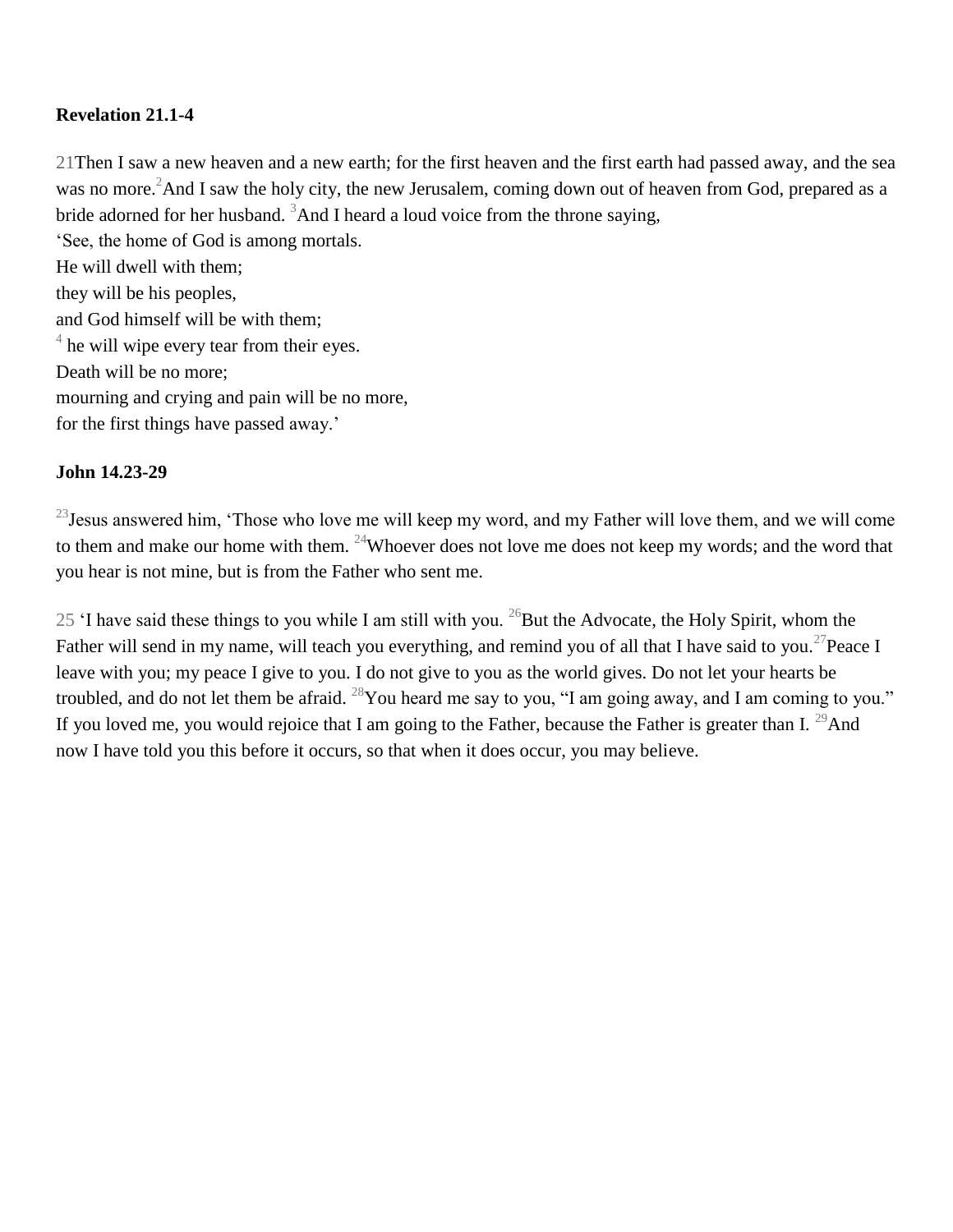**Revelation 21.1-4**

21Then I saw a new heaven and a new earth; for the first heaven and the first earth had passed away, and the sea was no more.[2]And I saw the holy city, the new Jerusalem, coming down out of heaven from God, prepared as a bride adorned for her husband. [3]And I heard a loud voice from the throne saying,
'See, the home of God is among mortals.
He will dwell with them;
they will be his peoples,
and God himself will be with them;
[4] he will wipe every tear from their eyes.
Death will be no more;
mourning and crying and pain will be no more,
for the first things have passed away.'

**John 14.23-29**

[23]Jesus answered him, 'Those who love me will keep my word, and my Father will love them, and we will come to them and make our home with them. [24]Whoever does not love me does not keep my words; and the word that you hear is not mine, but is from the Father who sent me.

25 'I have said these things to you while I am still with you. [26]But the Advocate, the Holy Spirit, whom the Father will send in my name, will teach you everything, and remind you of all that I have said to you.[27]Peace I leave with you; my peace I give to you. I do not give to you as the world gives. Do not let your hearts be troubled, and do not let them be afraid. [28]You heard me say to you, "I am going away, and I am coming to you." If you loved me, you would rejoice that I am going to the Father, because the Father is greater than I. [29]And now I have told you this before it occurs, so that when it does occur, you may believe.